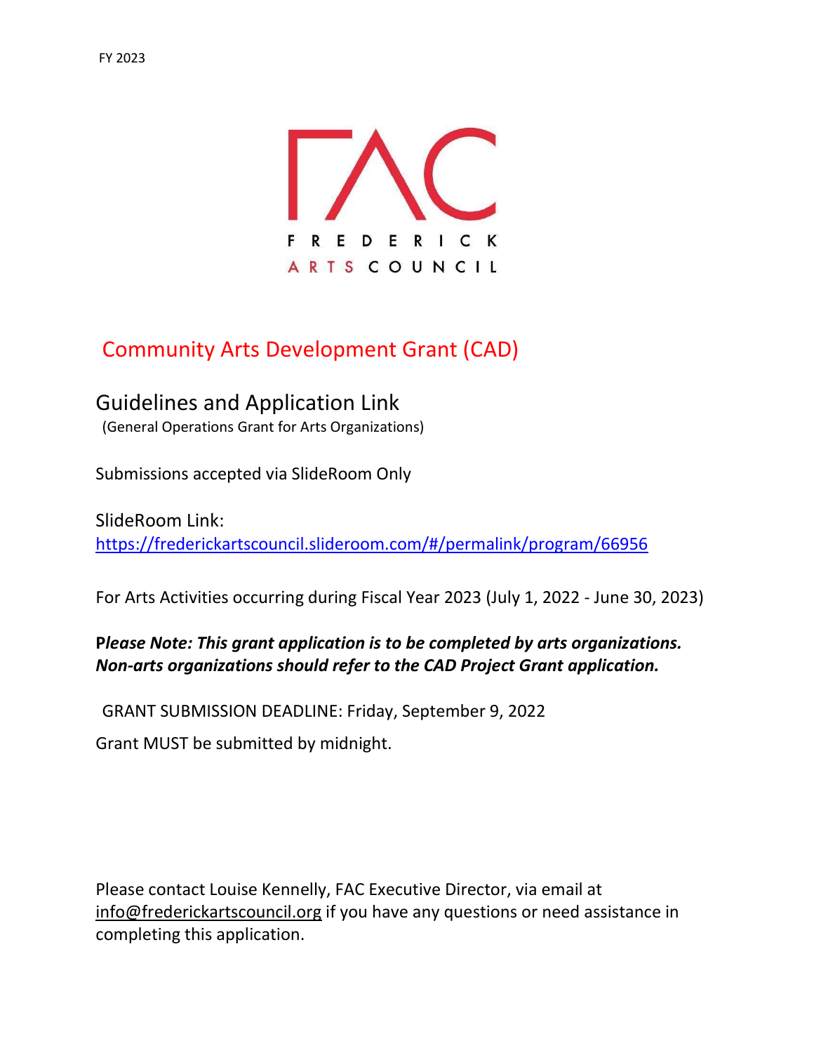FY 2023

FAC

FREDERICK ARTS COUNCIL

# Community Arts Development Grant (CAD)

## Guidelines and Application Link

(General Operations Grant for Arts Organizations)

Submissions accepted via SlideRoom Only

SlideRoom Link:
https://frederickartscouncil.slideroom.com/#/permalink/program/66956

For Arts Activities occurring during Fiscal Year 2023 (July 1, 2022 - June 30, 2023)

***Please Note: This grant application is to be completed by arts organizations. Non-arts organizations should refer to the CAD Project Grant application.***

GRANT SUBMISSION DEADLINE: Friday, September 9, 2022

Grant MUST be submitted by midnight.

Please contact Louise Kennelly, FAC Executive Director, via email at info@frederickartscouncil.org if you have any questions or need assistance in completing this application.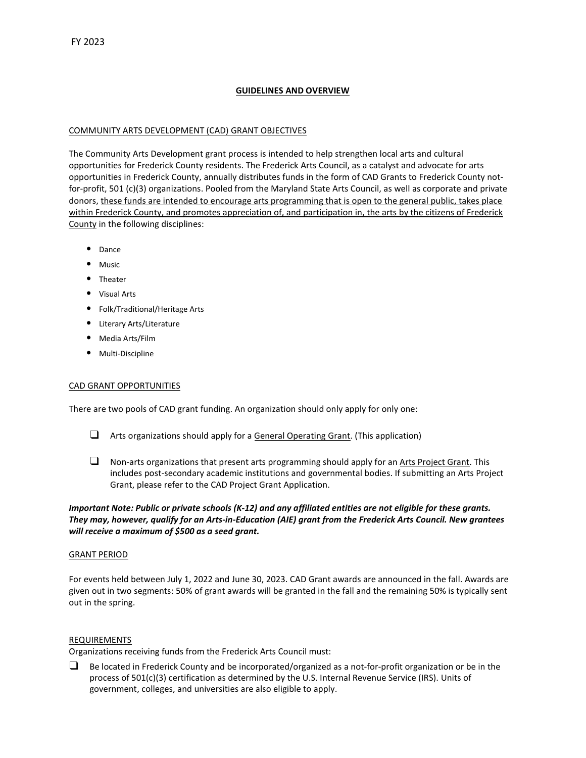FY 2023

## GUIDELINES AND OVERVIEW

### COMMUNITY ARTS DEVELOPMENT (CAD) GRANT OBJECTIVES

The Community Arts Development grant process is intended to help strengthen local arts and cultural opportunities for Frederick County residents. The Frederick Arts Council, as a catalyst and advocate for arts opportunities in Frederick County, annually distributes funds in the form of CAD Grants to Frederick County not-for-profit, 501 (c)(3) organizations. Pooled from the Maryland State Arts Council, as well as corporate and private donors, these funds are intended to encourage arts programming that is open to the general public, takes place within Frederick County, and promotes appreciation of, and participation in, the arts by the citizens of Frederick County in the following disciplines:

- Dance
- Music
- Theater
- Visual Arts
- Folk/Traditional/Heritage Arts
- Literary Arts/Literature
- Media Arts/Film
- Multi-Discipline

### CAD GRANT OPPORTUNITIES

There are two pools of CAD grant funding. An organization should only apply for only one:

- ❑ Arts organizations should apply for a General Operating Grant. (This application)
- ❑ Non-arts organizations that present arts programming should apply for an Arts Project Grant. This includes post-secondary academic institutions and governmental bodies. If submitting an Arts Project Grant, please refer to the CAD Project Grant Application.

***Important Note: Public or private schools (K-12) and any affiliated entities are not eligible for these grants. They may, however, qualify for an Arts-in-Education (AIE) grant from the Frederick Arts Council. New grantees will receive a maximum of $500 as a seed grant.***

### GRANT PERIOD

For events held between July 1, 2022 and June 30, 2023. CAD Grant awards are announced in the fall. Awards are given out in two segments: 50% of grant awards will be granted in the fall and the remaining 50% is typically sent out in the spring.

### REQUIREMENTS

Organizations receiving funds from the Frederick Arts Council must:

- ❑ Be located in Frederick County and be incorporated/organized as a not-for-profit organization or be in the process of 501(c)(3) certification as determined by the U.S. Internal Revenue Service (IRS). Units of government, colleges, and universities are also eligible to apply.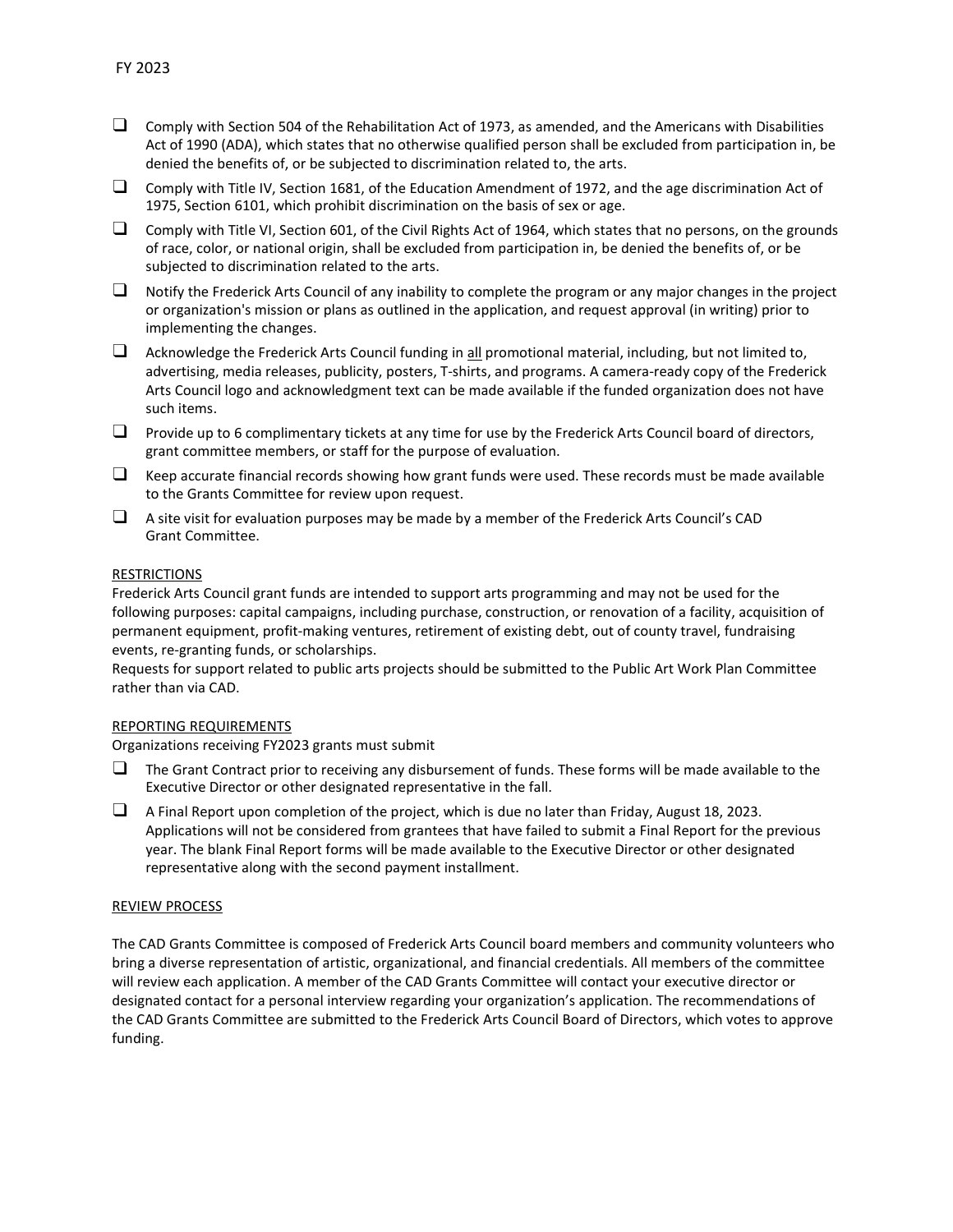- ❑ Comply with Section 504 of the Rehabilitation Act of 1973, as amended, and the Americans with Disabilities Act of 1990 (ADA), which states that no otherwise qualified person shall be excluded from participation in, be denied the benefits of, or be subjected to discrimination related to, the arts.
- ❑ Comply with Title IV, Section 1681, of the Education Amendment of 1972, and the age discrimination Act of 1975, Section 6101, which prohibit discrimination on the basis of sex or age.
- ❑ Comply with Title VI, Section 601, of the Civil Rights Act of 1964, which states that no persons, on the grounds of race, color, or national origin, shall be excluded from participation in, be denied the benefits of, or be subjected to discrimination related to the arts.
- ❑ Notify the Frederick Arts Council of any inability to complete the program or any major changes in the project or organization's mission or plans as outlined in the application, and request approval (in writing) prior to implementing the changes.
- ❑ Acknowledge the Frederick Arts Council funding in <u>all</u> promotional material, including, but not limited to, advertising, media releases, publicity, posters, T-shirts, and programs. A camera-ready copy of the Frederick Arts Council logo and acknowledgment text can be made available if the funded organization does not have such items.
- ❑ Provide up to 6 complimentary tickets at any time for use by the Frederick Arts Council board of directors, grant committee members, or staff for the purpose of evaluation.
- ❑ Keep accurate financial records showing how grant funds were used. These records must be made available to the Grants Committee for review upon request.
- ❑ A site visit for evaluation purposes may be made by a member of the Frederick Arts Council's CAD Grant Committee.

<u>RESTRICTIONS</u>

Frederick Arts Council grant funds are intended to support arts programming and may not be used for the following purposes: capital campaigns, including purchase, construction, or renovation of a facility, acquisition of permanent equipment, profit-making ventures, retirement of existing debt, out of county travel, fundraising events, re-granting funds, or scholarships.

Requests for support related to public arts projects should be submitted to the Public Art Work Plan Committee rather than via CAD.

<u>REPORTING REQUIREMENTS</u>

Organizations receiving FY2023 grants must submit

- ❑ The Grant Contract prior to receiving any disbursement of funds. These forms will be made available to the Executive Director or other designated representative in the fall.
- ❑ A Final Report upon completion of the project, which is due no later than Friday, August 18, 2023. Applications will not be considered from grantees that have failed to submit a Final Report for the previous year. The blank Final Report forms will be made available to the Executive Director or other designated representative along with the second payment installment.

<u>REVIEW PROCESS</u>

The CAD Grants Committee is composed of Frederick Arts Council board members and community volunteers who bring a diverse representation of artistic, organizational, and financial credentials. All members of the committee will review each application. A member of the CAD Grants Committee will contact your executive director or designated contact for a personal interview regarding your organization's application. The recommendations of the CAD Grants Committee are submitted to the Frederick Arts Council Board of Directors, which votes to approve funding.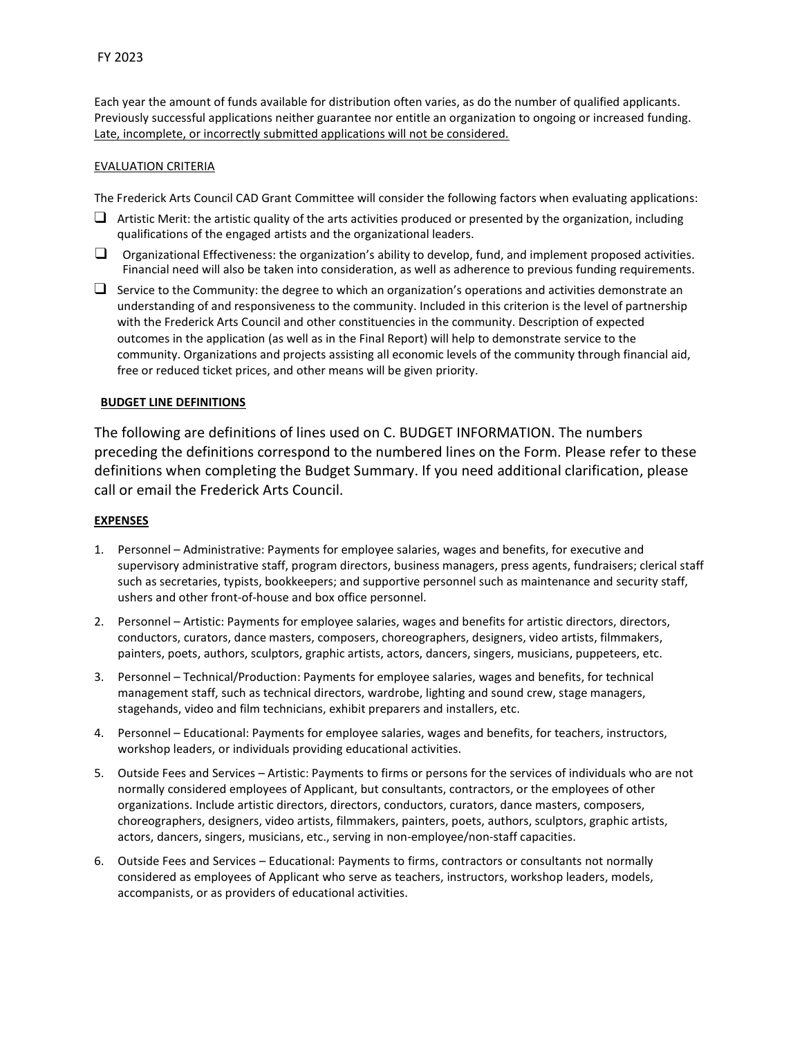FY 2023

Each year the amount of funds available for distribution often varies, as do the number of qualified applicants. Previously successful applications neither guarantee nor entitle an organization to ongoing or increased funding. <u>Late, incomplete, or incorrectly submitted applications will not be considered.</u>

<u>EVALUATION CRITERIA</u>

The Frederick Arts Council CAD Grant Committee will consider the following factors when evaluating applications:

- ❑ Artistic Merit: the artistic quality of the arts activities produced or presented by the organization, including qualifications of the engaged artists and the organizational leaders.
- ❑ Organizational Effectiveness: the organization's ability to develop, fund, and implement proposed activities. Financial need will also be taken into consideration, as well as adherence to previous funding requirements.
- ❑ Service to the Community: the degree to which an organization's operations and activities demonstrate an understanding of and responsiveness to the community. Included in this criterion is the level of partnership with the Frederick Arts Council and other constituencies in the community. Description of expected outcomes in the application (as well as in the Final Report) will help to demonstrate service to the community. Organizations and projects assisting all economic levels of the community through financial aid, free or reduced ticket prices, and other means will be given priority.

**<u>BUDGET LINE DEFINITIONS</u>**

The following are definitions of lines used on C. BUDGET INFORMATION. The numbers preceding the definitions correspond to the numbered lines on the Form. Please refer to these definitions when completing the Budget Summary. If you need additional clarification, please call or email the Frederick Arts Council.

**<u>EXPENSES</u>**

1. Personnel – Administrative: Payments for employee salaries, wages and benefits, for executive and supervisory administrative staff, program directors, business managers, press agents, fundraisers; clerical staff such as secretaries, typists, bookkeepers; and supportive personnel such as maintenance and security staff, ushers and other front-of-house and box office personnel.
2. Personnel – Artistic: Payments for employee salaries, wages and benefits for artistic directors, directors, conductors, curators, dance masters, composers, choreographers, designers, video artists, filmmakers, painters, poets, authors, sculptors, graphic artists, actors, dancers, singers, musicians, puppeteers, etc.
3. Personnel – Technical/Production: Payments for employee salaries, wages and benefits, for technical management staff, such as technical directors, wardrobe, lighting and sound crew, stage managers, stagehands, video and film technicians, exhibit preparers and installers, etc.
4. Personnel – Educational: Payments for employee salaries, wages and benefits, for teachers, instructors, workshop leaders, or individuals providing educational activities.
5. Outside Fees and Services – Artistic: Payments to firms or persons for the services of individuals who are not normally considered employees of Applicant, but consultants, contractors, or the employees of other organizations. Include artistic directors, directors, conductors, curators, dance masters, composers, choreographers, designers, video artists, filmmakers, painters, poets, authors, sculptors, graphic artists, actors, dancers, singers, musicians, etc., serving in non-employee/non-staff capacities.
6. Outside Fees and Services – Educational: Payments to firms, contractors or consultants not normally considered as employees of Applicant who serve as teachers, instructors, workshop leaders, models, accompanists, or as providers of educational activities.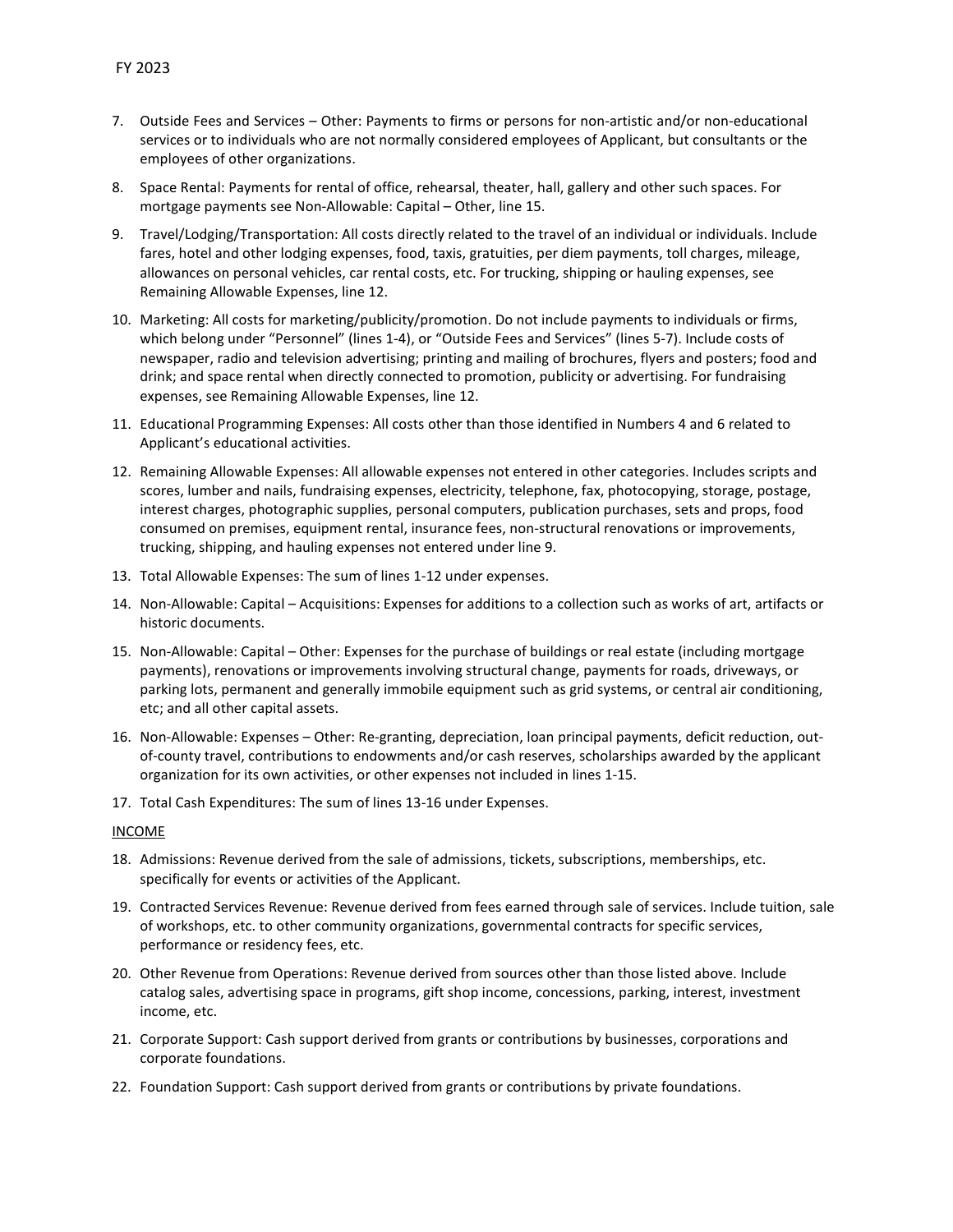7. Outside Fees and Services – Other: Payments to firms or persons for non-artistic and/or non-educational services or to individuals who are not normally considered employees of Applicant, but consultants or the employees of other organizations.
8. Space Rental: Payments for rental of office, rehearsal, theater, hall, gallery and other such spaces. For mortgage payments see Non-Allowable: Capital – Other, line 15.
9. Travel/Lodging/Transportation: All costs directly related to the travel of an individual or individuals. Include fares, hotel and other lodging expenses, food, taxis, gratuities, per diem payments, toll charges, mileage, allowances on personal vehicles, car rental costs, etc. For trucking, shipping or hauling expenses, see Remaining Allowable Expenses, line 12.
10. Marketing: All costs for marketing/publicity/promotion. Do not include payments to individuals or firms, which belong under "Personnel" (lines 1-4), or "Outside Fees and Services" (lines 5-7). Include costs of newspaper, radio and television advertising; printing and mailing of brochures, flyers and posters; food and drink; and space rental when directly connected to promotion, publicity or advertising. For fundraising expenses, see Remaining Allowable Expenses, line 12.
11. Educational Programming Expenses: All costs other than those identified in Numbers 4 and 6 related to Applicant's educational activities.
12. Remaining Allowable Expenses: All allowable expenses not entered in other categories. Includes scripts and scores, lumber and nails, fundraising expenses, electricity, telephone, fax, photocopying, storage, postage, interest charges, photographic supplies, personal computers, publication purchases, sets and props, food consumed on premises, equipment rental, insurance fees, non-structural renovations or improvements, trucking, shipping, and hauling expenses not entered under line 9.
13. Total Allowable Expenses: The sum of lines 1-12 under expenses.
14. Non-Allowable: Capital – Acquisitions: Expenses for additions to a collection such as works of art, artifacts or historic documents.
15. Non-Allowable: Capital – Other: Expenses for the purchase of buildings or real estate (including mortgage payments), renovations or improvements involving structural change, payments for roads, driveways, or parking lots, permanent and generally immobile equipment such as grid systems, or central air conditioning, etc; and all other capital assets.
16. Non-Allowable: Expenses – Other: Re-granting, depreciation, loan principal payments, deficit reduction, out-of-county travel, contributions to endowments and/or cash reserves, scholarships awarded by the applicant organization for its own activities, or other expenses not included in lines 1-15.
17. Total Cash Expenditures: The sum of lines 13-16 under Expenses.

<u>INCOME</u>

18. Admissions: Revenue derived from the sale of admissions, tickets, subscriptions, memberships, etc. specifically for events or activities of the Applicant.
19. Contracted Services Revenue: Revenue derived from fees earned through sale of services. Include tuition, sale of workshops, etc. to other community organizations, governmental contracts for specific services, performance or residency fees, etc.
20. Other Revenue from Operations: Revenue derived from sources other than those listed above. Include catalog sales, advertising space in programs, gift shop income, concessions, parking, interest, investment income, etc.
21. Corporate Support: Cash support derived from grants or contributions by businesses, corporations and corporate foundations.
22. Foundation Support: Cash support derived from grants or contributions by private foundations.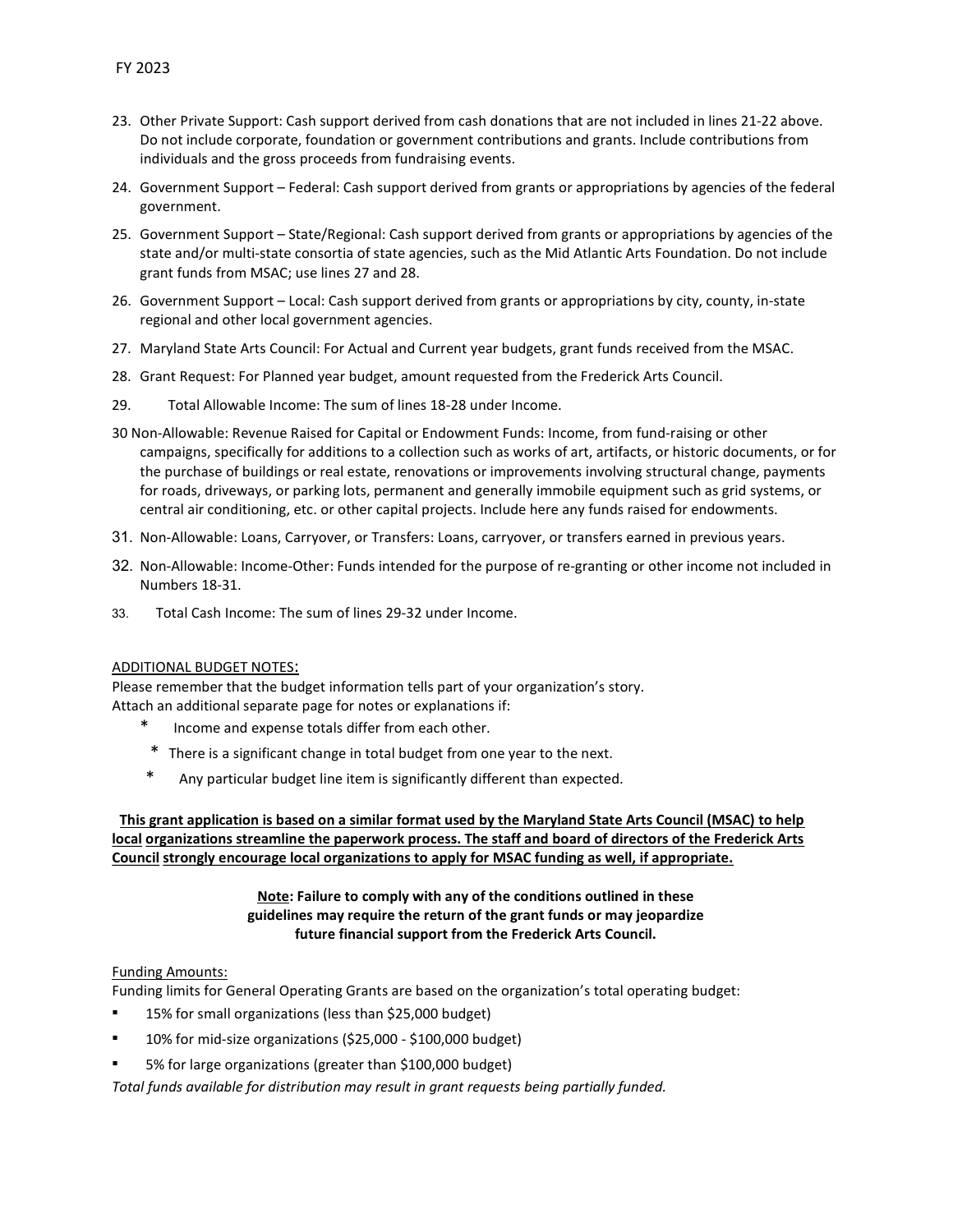23. Other Private Support: Cash support derived from cash donations that are not included in lines 21-22 above. Do not include corporate, foundation or government contributions and grants. Include contributions from individuals and the gross proceeds from fundraising events.
24. Government Support – Federal: Cash support derived from grants or appropriations by agencies of the federal government.
25. Government Support – State/Regional: Cash support derived from grants or appropriations by agencies of the state and/or multi-state consortia of state agencies, such as the Mid Atlantic Arts Foundation. Do not include grant funds from MSAC; use lines 27 and 28.
26. Government Support – Local: Cash support derived from grants or appropriations by city, county, in-state regional and other local government agencies.
27. Maryland State Arts Council: For Actual and Current year budgets, grant funds received from the MSAC.
28. Grant Request: For Planned year budget, amount requested from the Frederick Arts Council.
29. Total Allowable Income: The sum of lines 18-28 under Income.

30 Non-Allowable: Revenue Raised for Capital or Endowment Funds: Income, from fund-raising or other campaigns, specifically for additions to a collection such as works of art, artifacts, or historic documents, or for the purchase of buildings or real estate, renovations or improvements involving structural change, payments for roads, driveways, or parking lots, permanent and generally immobile equipment such as grid systems, or central air conditioning, etc. or other capital projects. Include here any funds raised for endowments.

31. Non-Allowable: Loans, Carryover, or Transfers: Loans, carryover, or transfers earned in previous years.
32. Non-Allowable: Income-Other: Funds intended for the purpose of re-granting or other income not included in Numbers 18-31.
33. Total Cash Income: The sum of lines 29-32 under Income.

ADDITIONAL BUDGET NOTES:

Please remember that the budget information tells part of your organization's story.
Attach an additional separate page for notes or explanations if:

* Income and expense totals differ from each other.
* There is a significant change in total budget from one year to the next.
* Any particular budget line item is significantly different than expected.

**This grant application is based on a similar format used by the Maryland State Arts Council (MSAC) to help local organizations streamline the paperwork process. The staff and board of directors of the Frederick Arts Council strongly encourage local organizations to apply for MSAC funding as well, if appropriate.**

**Note: Failure to comply with any of the conditions outlined in these guidelines may require the return of the grant funds or may jeopardize future financial support from the Frederick Arts Council.**

Funding Amounts:

Funding limits for General Operating Grants are based on the organization's total operating budget:

- 15% for small organizations (less than $25,000 budget)
- 10% for mid-size organizations ($25,000 - $100,000 budget)
- 5% for large organizations (greater than $100,000 budget)

*Total funds available for distribution may result in grant requests being partially funded.*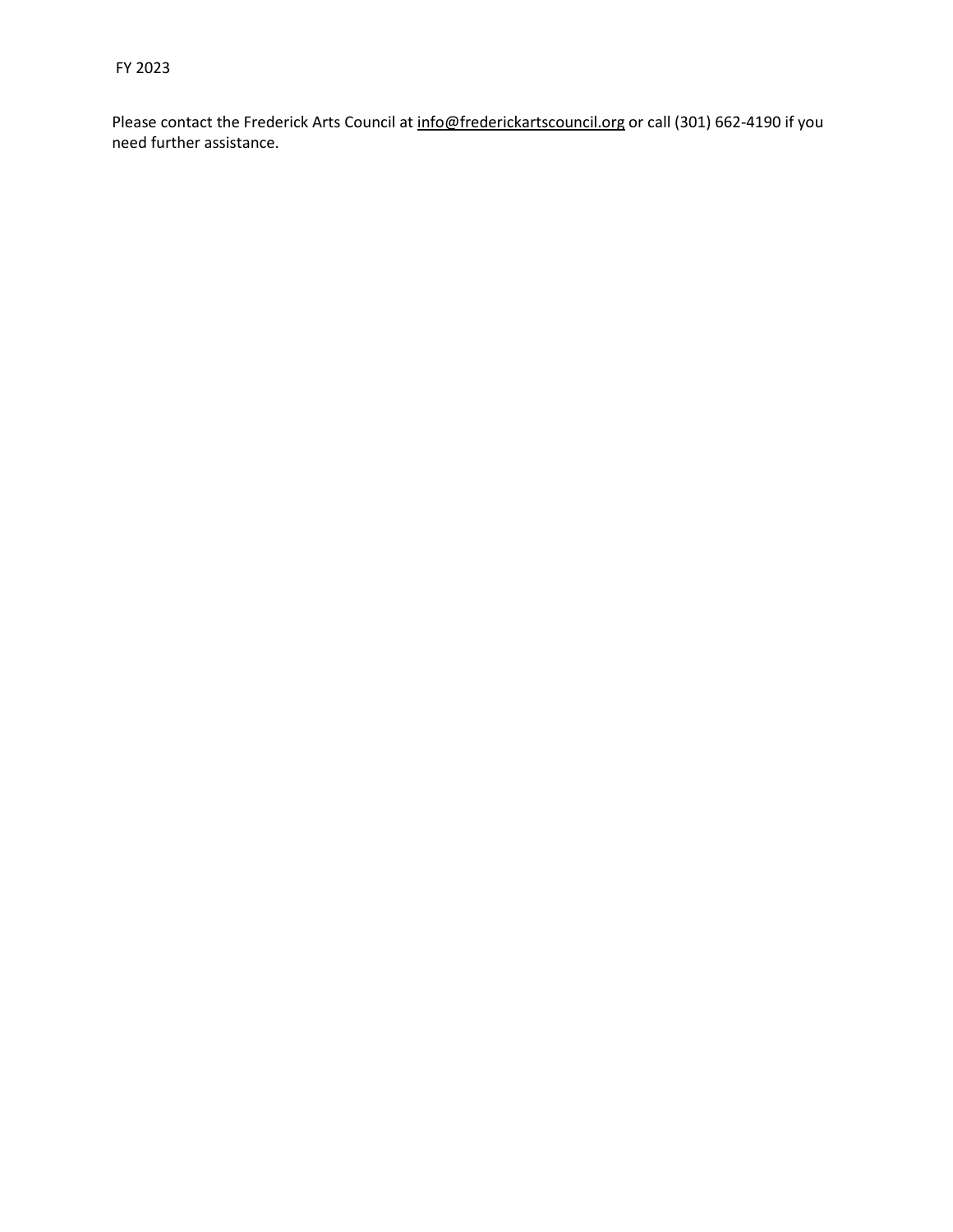Please contact the Frederick Arts Council at info@frederickartscouncil.org or call (301) 662-4190 if you need further assistance.